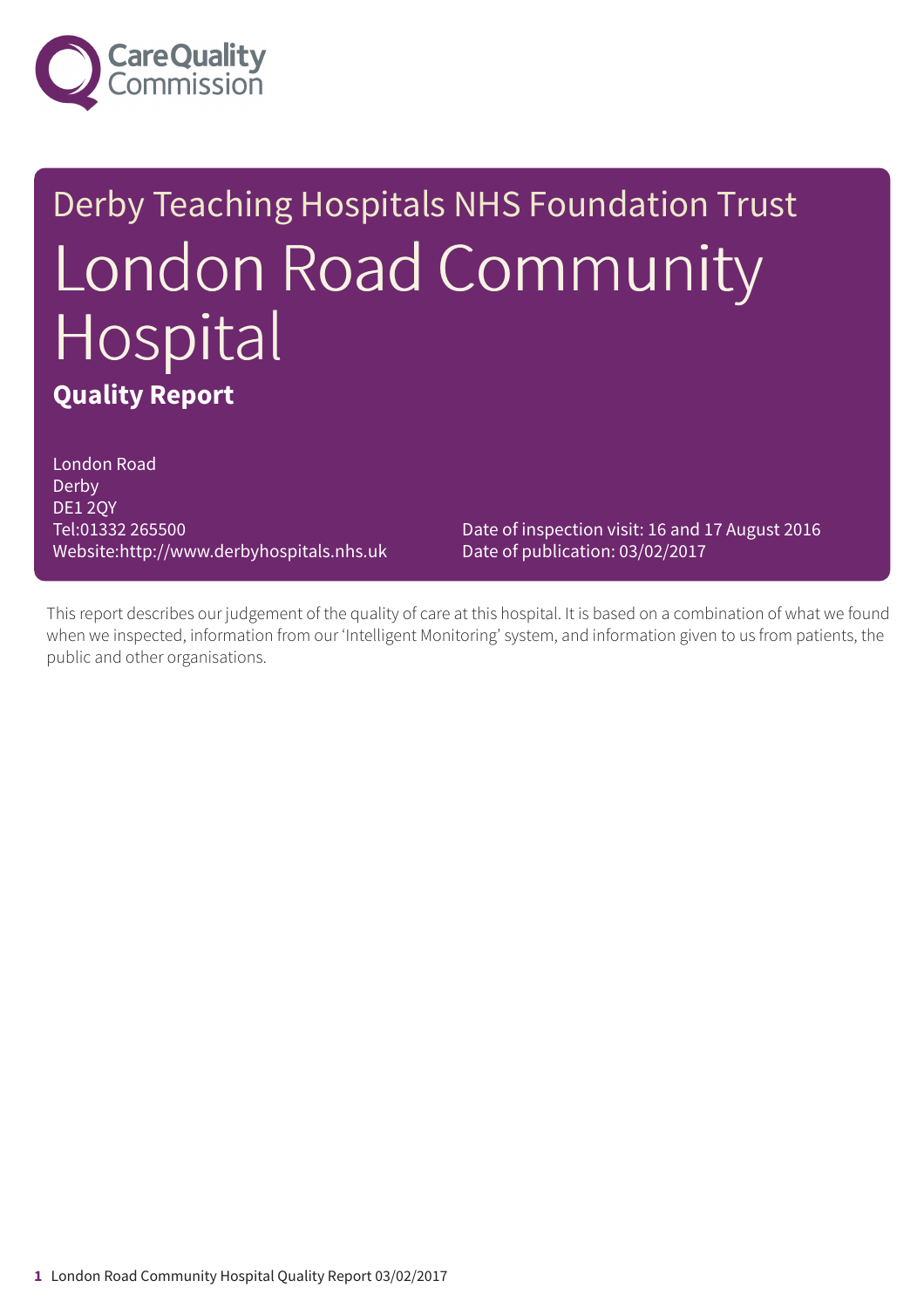Care Quality Commission

Derby Teaching Hospitals NHS Foundation Trust

# London Road Community Hospital

## Quality Report

London Road
Derby
DE1 2QY
Tel:01332 265500
Website:http://www.derbyhospitals.nhs.uk

Date of inspection visit: 16 and 17 August 2016
Date of publication: 03/02/2017

This report describes our judgement of the quality of care at this hospital. It is based on a combination of what we found when we inspected, information from our 'Intelligent Monitoring' system, and information given to us from patients, the public and other organisations.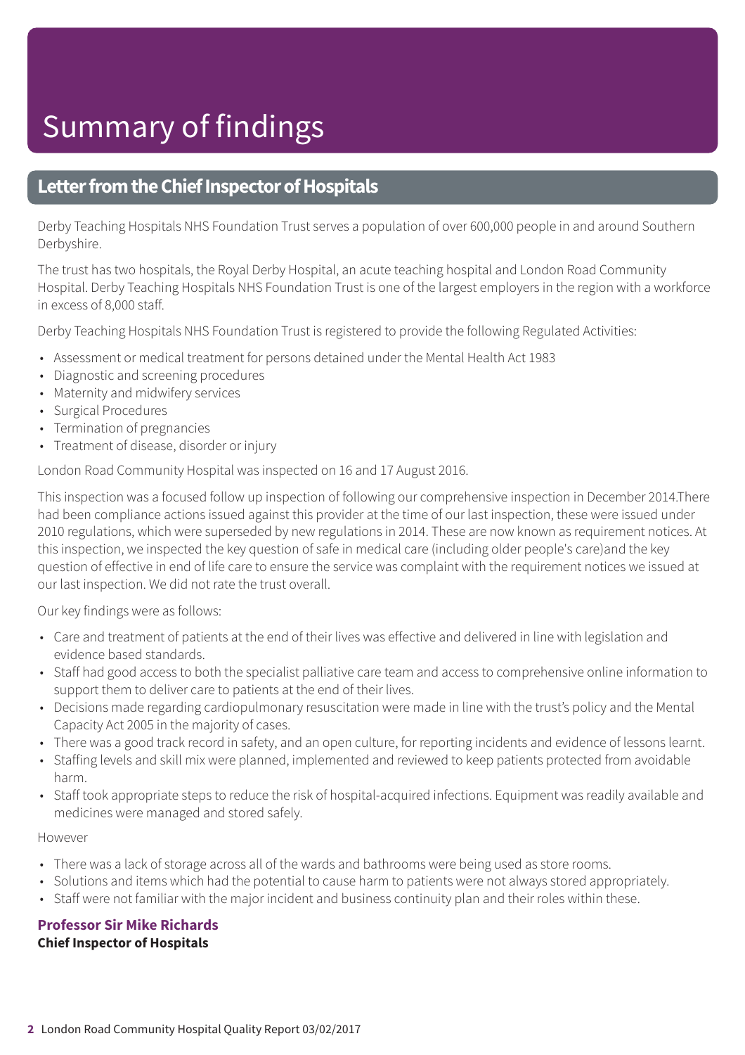# Summary of findings

## Letter from the Chief Inspector of Hospitals

Derby Teaching Hospitals NHS Foundation Trust serves a population of over 600,000 people in and around Southern Derbyshire.

The trust has two hospitals, the Royal Derby Hospital, an acute teaching hospital and London Road Community Hospital. Derby Teaching Hospitals NHS Foundation Trust is one of the largest employers in the region with a workforce in excess of 8,000 staff.

Derby Teaching Hospitals NHS Foundation Trust is registered to provide the following Regulated Activities:

- Assessment or medical treatment for persons detained under the Mental Health Act 1983
- Diagnostic and screening procedures
- Maternity and midwifery services
- Surgical Procedures
- Termination of pregnancies
- Treatment of disease, disorder or injury

London Road Community Hospital was inspected on 16 and 17 August 2016.

This inspection was a focused follow up inspection of following our comprehensive inspection in December 2014.There had been compliance actions issued against this provider at the time of our last inspection, these were issued under 2010 regulations, which were superseded by new regulations in 2014. These are now known as requirement notices. At this inspection, we inspected the key question of safe in medical care (including older people's care)and the key question of effective in end of life care to ensure the service was complaint with the requirement notices we issued at our last inspection. We did not rate the trust overall.

Our key findings were as follows:

- Care and treatment of patients at the end of their lives was effective and delivered in line with legislation and evidence based standards.
- Staff had good access to both the specialist palliative care team and access to comprehensive online information to support them to deliver care to patients at the end of their lives.
- Decisions made regarding cardiopulmonary resuscitation were made in line with the trust's policy and the Mental Capacity Act 2005 in the majority of cases.
- There was a good track record in safety, and an open culture, for reporting incidents and evidence of lessons learnt.
- Staffing levels and skill mix were planned, implemented and reviewed to keep patients protected from avoidable harm.
- Staff took appropriate steps to reduce the risk of hospital-acquired infections. Equipment was readily available and medicines were managed and stored safely.

However

- There was a lack of storage across all of the wards and bathrooms were being used as store rooms.
- Solutions and items which had the potential to cause harm to patients were not always stored appropriately.
- Staff were not familiar with the major incident and business continuity plan and their roles within these.

**Professor Sir Mike Richards**
**Chief Inspector of Hospitals**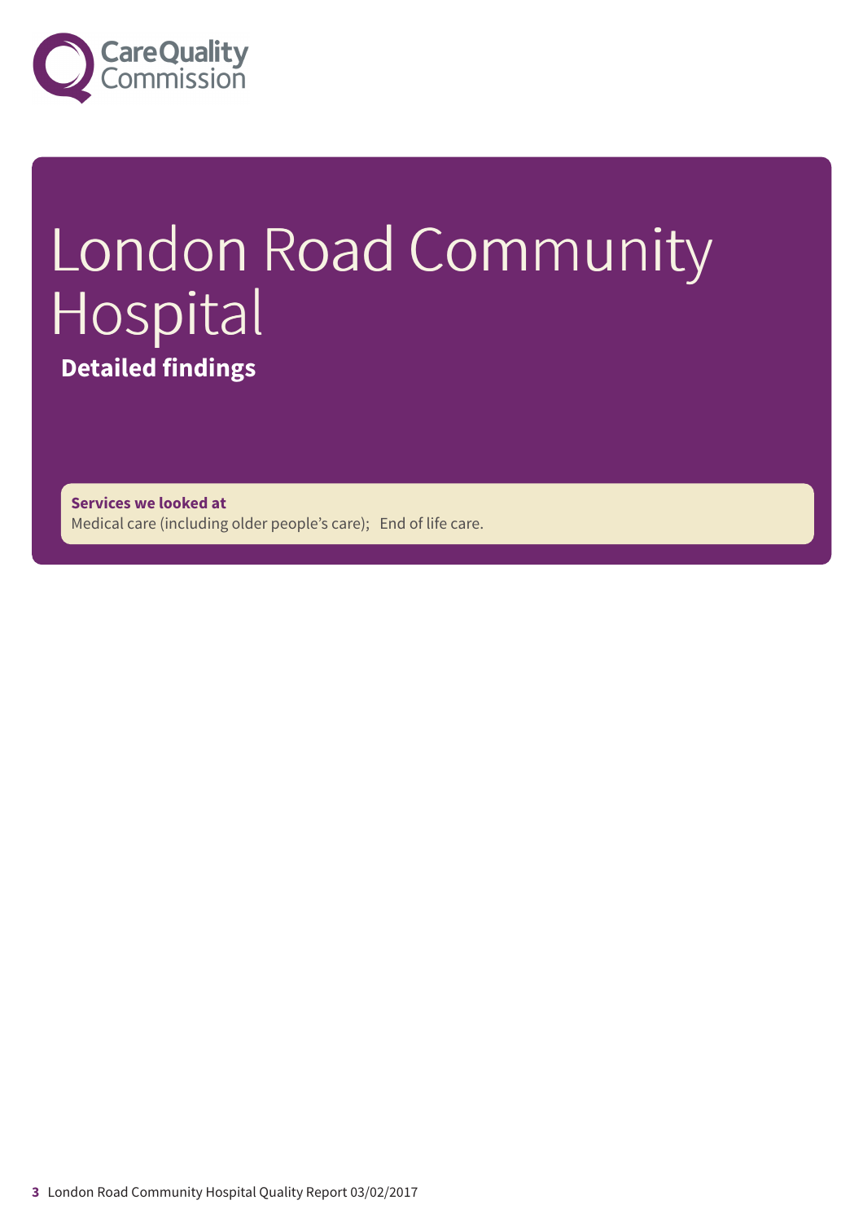# London Road Community Hospital

**Detailed findings**

**Services we looked at**

Medical care (including older people's care); End of life care.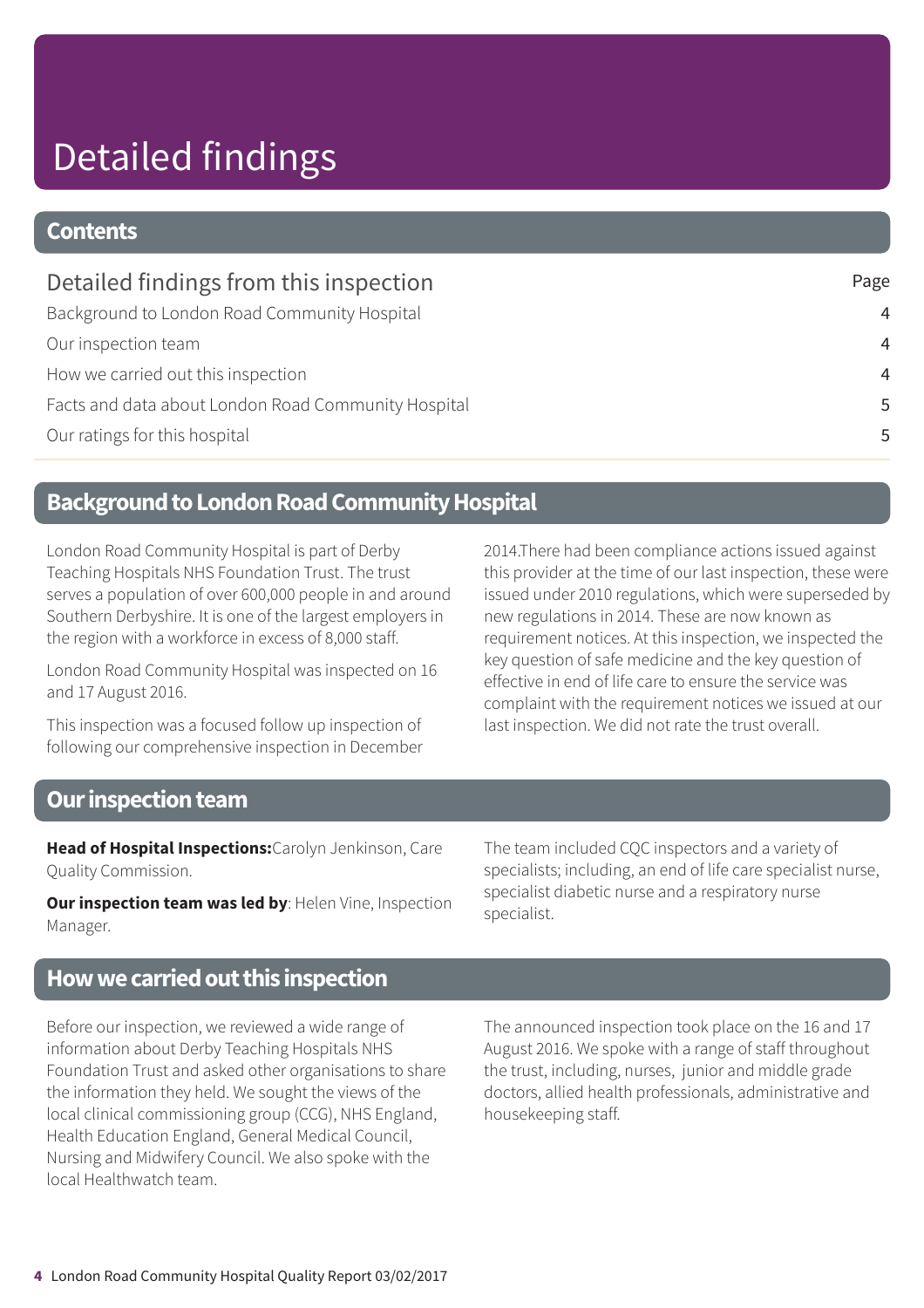# Detailed findings

## Contents

| Detailed findings from this inspection | Page |
|---|---|
| Background to London Road Community Hospital | 4 |
| Our inspection team | 4 |
| How we carried out this inspection | 4 |
| Facts and data about London Road Community Hospital | 5 |
| Our ratings for this hospital | 5 |

## Background to London Road Community Hospital

London Road Community Hospital is part of Derby Teaching Hospitals NHS Foundation Trust. The trust serves a population of over 600,000 people in and around Southern Derbyshire. It is one of the largest employers in the region with a workforce in excess of 8,000 staff.

London Road Community Hospital was inspected on 16 and 17 August 2016.

This inspection was a focused follow up inspection of following our comprehensive inspection in December 2014.There had been compliance actions issued against this provider at the time of our last inspection, these were issued under 2010 regulations, which were superseded by new regulations in 2014. These are now known as requirement notices. At this inspection, we inspected the key question of safe medicine and the key question of effective in end of life care to ensure the service was complaint with the requirement notices we issued at our last inspection. We did not rate the trust overall.

## Our inspection team

**Head of Hospital Inspections:**Carolyn Jenkinson, Care Quality Commission.

**Our inspection team was led by**: Helen Vine, Inspection Manager.

The team included CQC inspectors and a variety of specialists; including, an end of life care specialist nurse, specialist diabetic nurse and a respiratory nurse specialist.

## How we carried out this inspection

Before our inspection, we reviewed a wide range of information about Derby Teaching Hospitals NHS Foundation Trust and asked other organisations to share the information they held. We sought the views of the local clinical commissioning group (CCG), NHS England, Health Education England, General Medical Council, Nursing and Midwifery Council. We also spoke with the local Healthwatch team.

The announced inspection took place on the 16 and 17 August 2016. We spoke with a range of staff throughout the trust, including, nurses, junior and middle grade doctors, allied health professionals, administrative and housekeeping staff.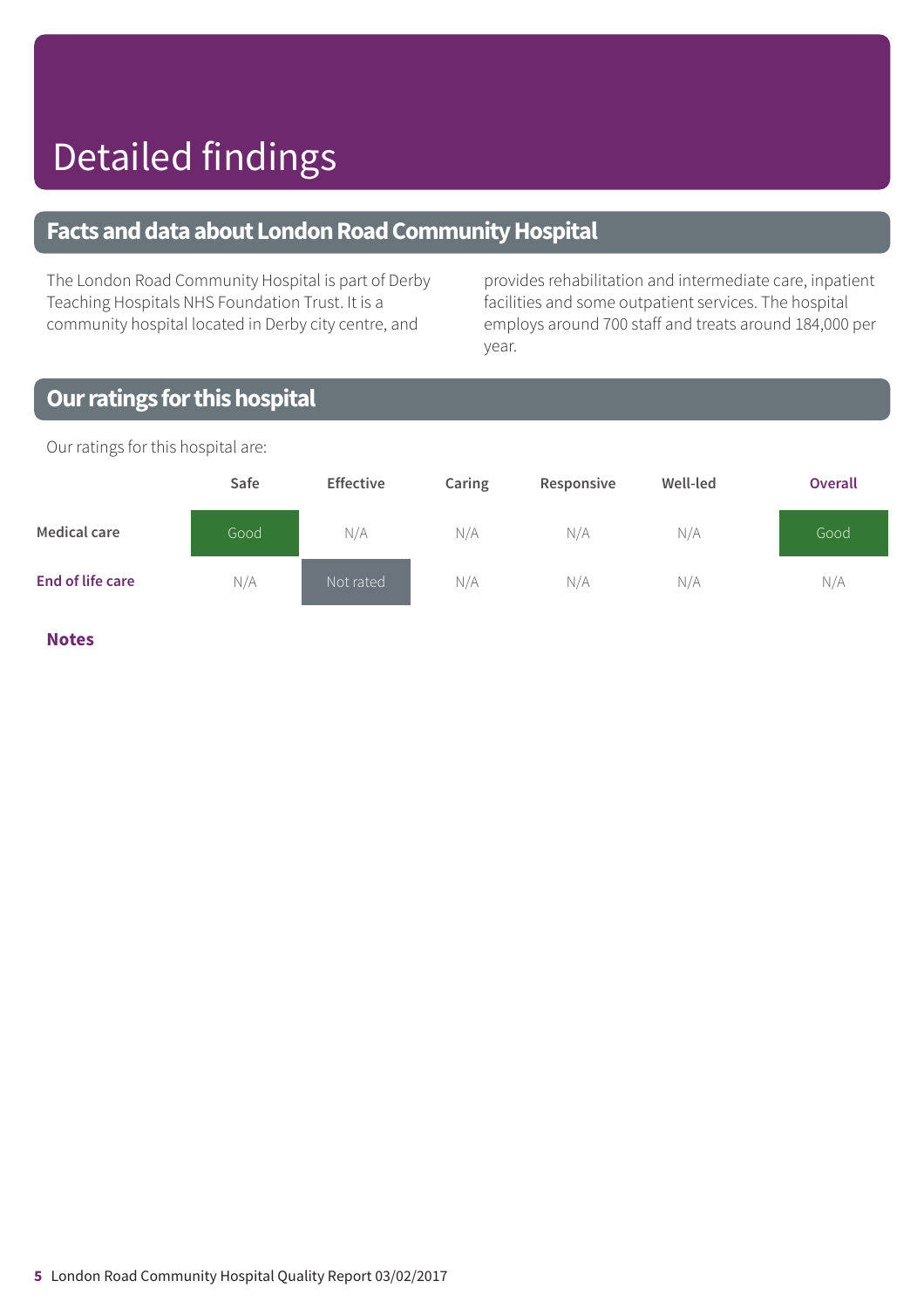# Detailed findings

## Facts and data about London Road Community Hospital

The London Road Community Hospital is part of Derby Teaching Hospitals NHS Foundation Trust. It is a community hospital located in Derby city centre, and provides rehabilitation and intermediate care, inpatient facilities and some outpatient services. The hospital employs around 700 staff and treats around 184,000 per year.

## Our ratings for this hospital

Our ratings for this hospital are:

| | Safe | Effective | Caring | Responsive | Well-led | Overall |
|---|---|---|---|---|---|---|
| Medical care | Good | N/A | N/A | N/A | N/A | Good |
| End of life care | N/A | Not rated | N/A | N/A | N/A | N/A |

**Notes**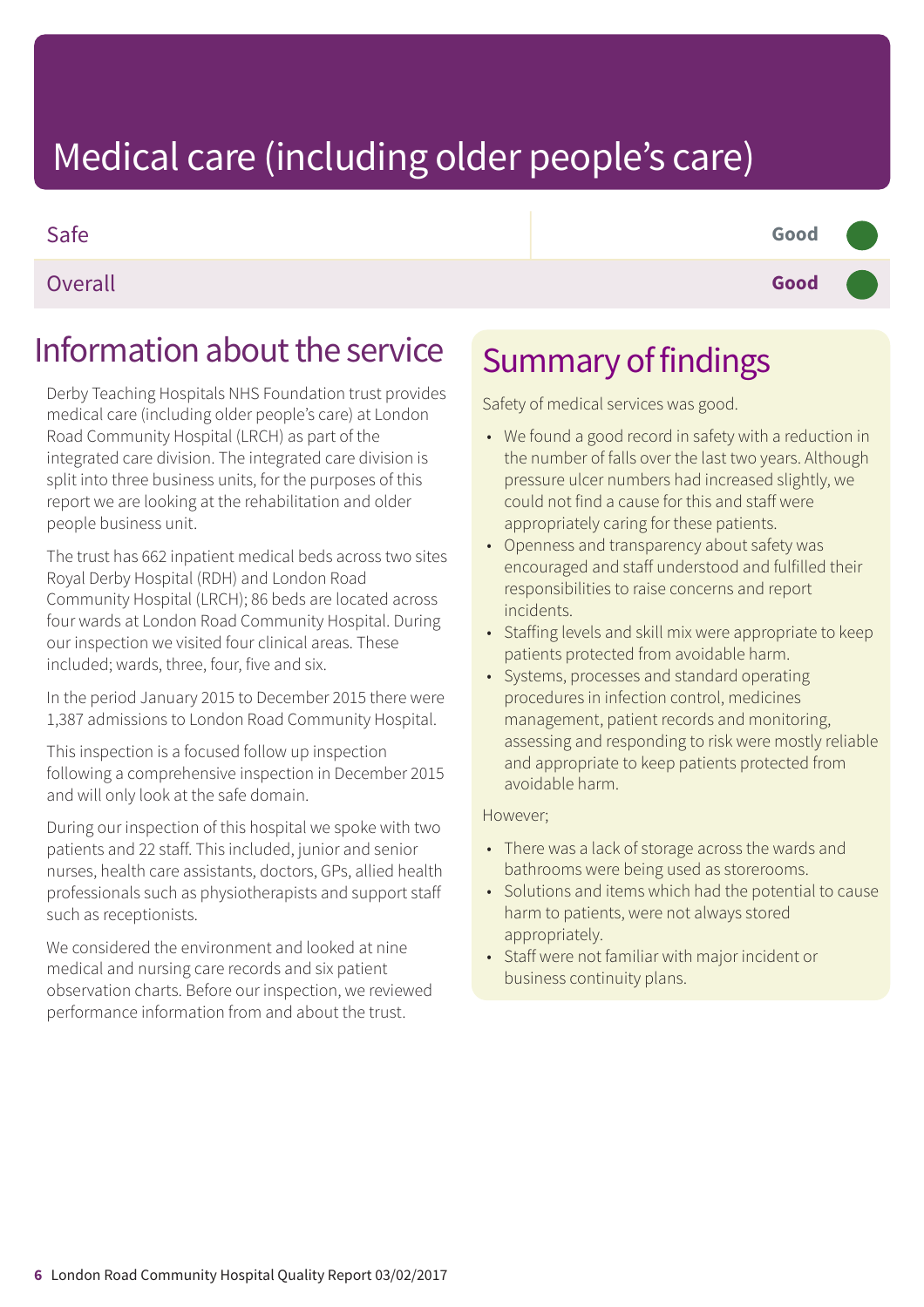# Medical care (including older people's care)

| | |
|---|---|
| Safe | Good |
| Overall | **Good** |

## Information about the service

Derby Teaching Hospitals NHS Foundation trust provides medical care (including older people's care) at London Road Community Hospital (LRCH) as part of the integrated care division. The integrated care division is split into three business units, for the purposes of this report we are looking at the rehabilitation and older people business unit.

The trust has 662 inpatient medical beds across two sites Royal Derby Hospital (RDH) and London Road Community Hospital (LRCH); 86 beds are located across four wards at London Road Community Hospital. During our inspection we visited four clinical areas. These included; wards, three, four, five and six.

In the period January 2015 to December 2015 there were 1,387 admissions to London Road Community Hospital.

This inspection is a focused follow up inspection following a comprehensive inspection in December 2015 and will only look at the safe domain.

During our inspection of this hospital we spoke with two patients and 22 staff. This included, junior and senior nurses, health care assistants, doctors, GPs, allied health professionals such as physiotherapists and support staff such as receptionists.

We considered the environment and looked at nine medical and nursing care records and six patient observation charts. Before our inspection, we reviewed performance information from and about the trust.

## Summary of findings

Safety of medical services was good.

- We found a good record in safety with a reduction in the number of falls over the last two years. Although pressure ulcer numbers had increased slightly, we could not find a cause for this and staff were appropriately caring for these patients.
- Openness and transparency about safety was encouraged and staff understood and fulfilled their responsibilities to raise concerns and report incidents.
- Staffing levels and skill mix were appropriate to keep patients protected from avoidable harm.
- Systems, processes and standard operating procedures in infection control, medicines management, patient records and monitoring, assessing and responding to risk were mostly reliable and appropriate to keep patients protected from avoidable harm.

However;

- There was a lack of storage across the wards and bathrooms were being used as storerooms.
- Solutions and items which had the potential to cause harm to patients, were not always stored appropriately.
- Staff were not familiar with major incident or business continuity plans.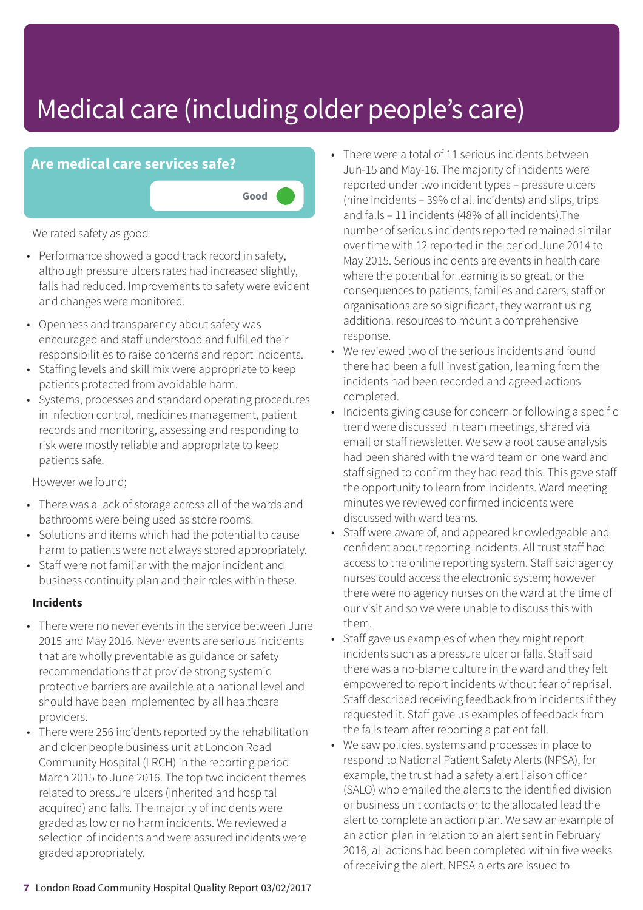# Medical care (including older people's care)

## Are medical care services safe?

Good

We rated safety as good

- Performance showed a good track record in safety, although pressure ulcers rates had increased slightly, falls had reduced. Improvements to safety were evident and changes were monitored.
- Openness and transparency about safety was encouraged and staff understood and fulfilled their responsibilities to raise concerns and report incidents.
- Staffing levels and skill mix were appropriate to keep patients protected from avoidable harm.
- Systems, processes and standard operating procedures in infection control, medicines management, patient records and monitoring, assessing and responding to risk were mostly reliable and appropriate to keep patients safe.

However we found;

- There was a lack of storage across all of the wards and bathrooms were being used as store rooms.
- Solutions and items which had the potential to cause harm to patients were not always stored appropriately.
- Staff were not familiar with the major incident and business continuity plan and their roles within these.

### Incidents

- There were no never events in the service between June 2015 and May 2016. Never events are serious incidents that are wholly preventable as guidance or safety recommendations that provide strong systemic protective barriers are available at a national level and should have been implemented by all healthcare providers.
- There were 256 incidents reported by the rehabilitation and older people business unit at London Road Community Hospital (LRCH) in the reporting period March 2015 to June 2016. The top two incident themes related to pressure ulcers (inherited and hospital acquired) and falls. The majority of incidents were graded as low or no harm incidents. We reviewed a selection of incidents and were assured incidents were graded appropriately.
- There were a total of 11 serious incidents between Jun-15 and May-16. The majority of incidents were reported under two incident types – pressure ulcers (nine incidents – 39% of all incidents) and slips, trips and falls – 11 incidents (48% of all incidents).The number of serious incidents reported remained similar over time with 12 reported in the period June 2014 to May 2015. Serious incidents are events in health care where the potential for learning is so great, or the consequences to patients, families and carers, staff or organisations are so significant, they warrant using additional resources to mount a comprehensive response.
- We reviewed two of the serious incidents and found there had been a full investigation, learning from the incidents had been recorded and agreed actions completed.
- Incidents giving cause for concern or following a specific trend were discussed in team meetings, shared via email or staff newsletter. We saw a root cause analysis had been shared with the ward team on one ward and staff signed to confirm they had read this. This gave staff the opportunity to learn from incidents. Ward meeting minutes we reviewed confirmed incidents were discussed with ward teams.
- Staff were aware of, and appeared knowledgeable and confident about reporting incidents. All trust staff had access to the online reporting system. Staff said agency nurses could access the electronic system; however there were no agency nurses on the ward at the time of our visit and so we were unable to discuss this with them.
- Staff gave us examples of when they might report incidents such as a pressure ulcer or falls. Staff said there was a no-blame culture in the ward and they felt empowered to report incidents without fear of reprisal. Staff described receiving feedback from incidents if they requested it. Staff gave us examples of feedback from the falls team after reporting a patient fall.
- We saw policies, systems and processes in place to respond to National Patient Safety Alerts (NPSA), for example, the trust had a safety alert liaison officer (SALO) who emailed the alerts to the identified division or business unit contacts or to the allocated lead the alert to complete an action plan. We saw an example of an action plan in relation to an alert sent in February 2016, all actions had been completed within five weeks of receiving the alert. NPSA alerts are issued to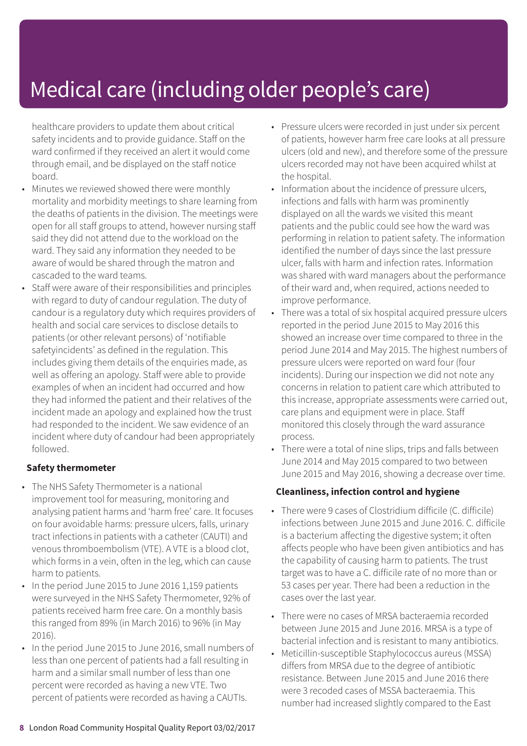# Medical care (including older people's care)

healthcare providers to update them about critical safety incidents and to provide guidance. Staff on the ward confirmed if they received an alert it would come through email, and be displayed on the staff notice board.

- Minutes we reviewed showed there were monthly mortality and morbidity meetings to share learning from the deaths of patients in the division. The meetings were open for all staff groups to attend, however nursing staff said they did not attend due to the workload on the ward. They said any information they needed to be aware of would be shared through the matron and cascaded to the ward teams.
- Staff were aware of their responsibilities and principles with regard to duty of candour regulation. The duty of candour is a regulatory duty which requires providers of health and social care services to disclose details to patients (or other relevant persons) of 'notifiable safetyincidents' as defined in the regulation. This includes giving them details of the enquiries made, as well as offering an apology. Staff were able to provide examples of when an incident had occurred and how they had informed the patient and their relatives of the incident made an apology and explained how the trust had responded to the incident. We saw evidence of an incident where duty of candour had been appropriately followed.

**Safety thermometer**

- The NHS Safety Thermometer is a national improvement tool for measuring, monitoring and analysing patient harms and 'harm free' care. It focuses on four avoidable harms: pressure ulcers, falls, urinary tract infections in patients with a catheter (CAUTI) and venous thromboembolism (VTE). A VTE is a blood clot, which forms in a vein, often in the leg, which can cause harm to patients.
- In the period June 2015 to June 2016 1,159 patients were surveyed in the NHS Safety Thermometer, 92% of patients received harm free care. On a monthly basis this ranged from 89% (in March 2016) to 96% (in May 2016).
- In the period June 2015 to June 2016, small numbers of less than one percent of patients had a fall resulting in harm and a similar small number of less than one percent were recorded as having a new VTE. Two percent of patients were recorded as having a CAUTIs.
- Pressure ulcers were recorded in just under six percent of patients, however harm free care looks at all pressure ulcers (old and new), and therefore some of the pressure ulcers recorded may not have been acquired whilst at the hospital.
- Information about the incidence of pressure ulcers, infections and falls with harm was prominently displayed on all the wards we visited this meant patients and the public could see how the ward was performing in relation to patient safety. The information identified the number of days since the last pressure ulcer, falls with harm and infection rates. Information was shared with ward managers about the performance of their ward and, when required, actions needed to improve performance.
- There was a total of six hospital acquired pressure ulcers reported in the period June 2015 to May 2016 this showed an increase over time compared to three in the period June 2014 and May 2015. The highest numbers of pressure ulcers were reported on ward four (four incidents). During our inspection we did not note any concerns in relation to patient care which attributed to this increase, appropriate assessments were carried out, care plans and equipment were in place. Staff monitored this closely through the ward assurance process.
- There were a total of nine slips, trips and falls between June 2014 and May 2015 compared to two between June 2015 and May 2016, showing a decrease over time.

**Cleanliness, infection control and hygiene**

- There were 9 cases of Clostridium difficile (C. difficile) infections between June 2015 and June 2016. C. difficile is a bacterium affecting the digestive system; it often affects people who have been given antibiotics and has the capability of causing harm to patients. The trust target was to have a C. difficile rate of no more than or 53 cases per year. There had been a reduction in the cases over the last year.
- There were no cases of MRSA bacteraemia recorded between June 2015 and June 2016. MRSA is a type of bacterial infection and is resistant to many antibiotics.
- Meticillin-susceptible Staphylococcus aureus (MSSA) differs from MRSA due to the degree of antibiotic resistance. Between June 2015 and June 2016 there were 3 recoded cases of MSSA bacteraemia. This number had increased slightly compared to the East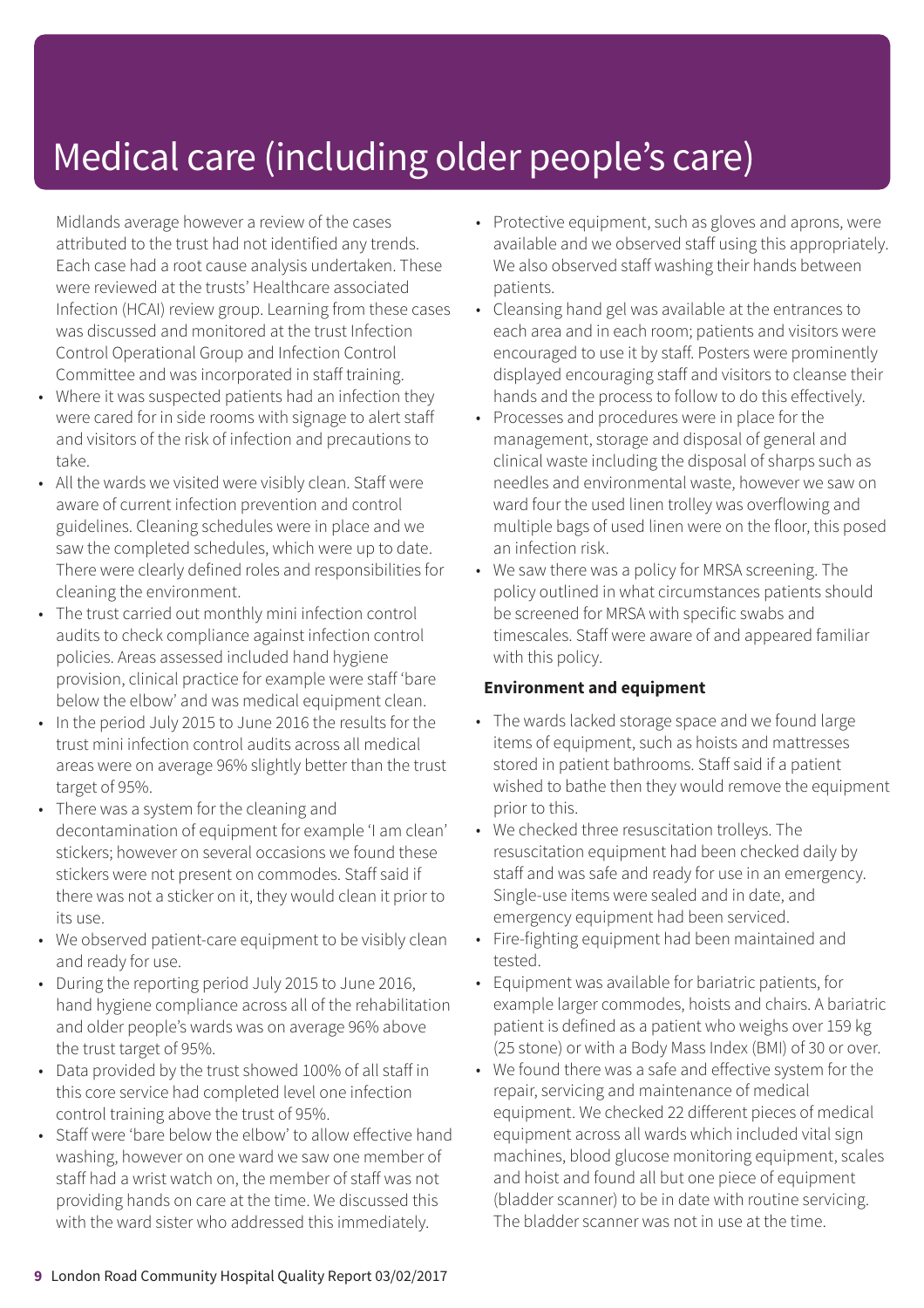# Medical care (including older people's care)

Midlands average however a review of the cases attributed to the trust had not identified any trends. Each case had a root cause analysis undertaken. These were reviewed at the trusts' Healthcare associated Infection (HCAI) review group. Learning from these cases was discussed and monitored at the trust Infection Control Operational Group and Infection Control Committee and was incorporated in staff training.

- Where it was suspected patients had an infection they were cared for in side rooms with signage to alert staff and visitors of the risk of infection and precautions to take.
- All the wards we visited were visibly clean. Staff were aware of current infection prevention and control guidelines. Cleaning schedules were in place and we saw the completed schedules, which were up to date. There were clearly defined roles and responsibilities for cleaning the environment.
- The trust carried out monthly mini infection control audits to check compliance against infection control policies. Areas assessed included hand hygiene provision, clinical practice for example were staff 'bare below the elbow' and was medical equipment clean.
- In the period July 2015 to June 2016 the results for the trust mini infection control audits across all medical areas were on average 96% slightly better than the trust target of 95%.
- There was a system for the cleaning and decontamination of equipment for example 'I am clean' stickers; however on several occasions we found these stickers were not present on commodes. Staff said if there was not a sticker on it, they would clean it prior to its use.
- We observed patient-care equipment to be visibly clean and ready for use.
- During the reporting period July 2015 to June 2016, hand hygiene compliance across all of the rehabilitation and older people's wards was on average 96% above the trust target of 95%.
- Data provided by the trust showed 100% of all staff in this core service had completed level one infection control training above the trust of 95%.
- Staff were 'bare below the elbow' to allow effective hand washing, however on one ward we saw one member of staff had a wrist watch on, the member of staff was not providing hands on care at the time. We discussed this with the ward sister who addressed this immediately.
- Protective equipment, such as gloves and aprons, were available and we observed staff using this appropriately. We also observed staff washing their hands between patients.
- Cleansing hand gel was available at the entrances to each area and in each room; patients and visitors were encouraged to use it by staff. Posters were prominently displayed encouraging staff and visitors to cleanse their hands and the process to follow to do this effectively.
- Processes and procedures were in place for the management, storage and disposal of general and clinical waste including the disposal of sharps such as needles and environmental waste, however we saw on ward four the used linen trolley was overflowing and multiple bags of used linen were on the floor, this posed an infection risk.
- We saw there was a policy for MRSA screening. The policy outlined in what circumstances patients should be screened for MRSA with specific swabs and timescales. Staff were aware of and appeared familiar with this policy.

**Environment and equipment**

- The wards lacked storage space and we found large items of equipment, such as hoists and mattresses stored in patient bathrooms. Staff said if a patient wished to bathe then they would remove the equipment prior to this.
- We checked three resuscitation trolleys. The resuscitation equipment had been checked daily by staff and was safe and ready for use in an emergency. Single-use items were sealed and in date, and emergency equipment had been serviced.
- Fire-fighting equipment had been maintained and tested.
- Equipment was available for bariatric patients, for example larger commodes, hoists and chairs. A bariatric patient is defined as a patient who weighs over 159 kg (25 stone) or with a Body Mass Index (BMI) of 30 or over.
- We found there was a safe and effective system for the repair, servicing and maintenance of medical equipment. We checked 22 different pieces of medical equipment across all wards which included vital sign machines, blood glucose monitoring equipment, scales and hoist and found all but one piece of equipment (bladder scanner) to be in date with routine servicing. The bladder scanner was not in use at the time.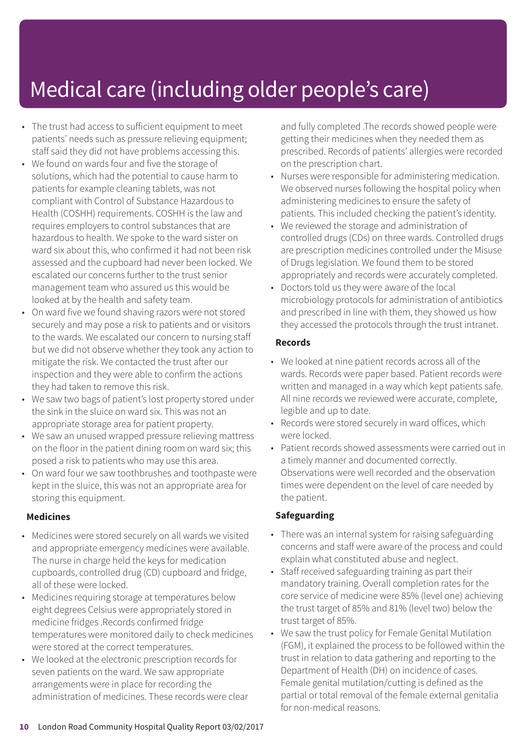# Medical care (including older people's care)

- The trust had access to sufficient equipment to meet patients' needs such as pressure relieving equipment; staff said they did not have problems accessing this.
- We found on wards four and five the storage of solutions, which had the potential to cause harm to patients for example cleaning tablets, was not compliant with Control of Substance Hazardous to Health (COSHH) requirements. COSHH is the law and requires employers to control substances that are hazardous to health. We spoke to the ward sister on ward six about this, who confirmed it had not been risk assessed and the cupboard had never been locked. We escalated our concerns further to the trust senior management team who assured us this would be looked at by the health and safety team.
- On ward five we found shaving razors were not stored securely and may pose a risk to patients and or visitors to the wards. We escalated our concern to nursing staff but we did not observe whether they took any action to mitigate the risk. We contacted the trust after our inspection and they were able to confirm the actions they had taken to remove this risk.
- We saw two bags of patient's lost property stored under the sink in the sluice on ward six. This was not an appropriate storage area for patient property.
- We saw an unused wrapped pressure relieving mattress on the floor in the patient dining room on ward six; this posed a risk to patients who may use this area.
- On ward four we saw toothbrushes and toothpaste were kept in the sluice, this was not an appropriate area for storing this equipment.

**Medicines**

- Medicines were stored securely on all wards we visited and appropriate emergency medicines were available. The nurse in charge held the keys for medication cupboards, controlled drug (CD) cupboard and fridge, all of these were locked.
- Medicines requiring storage at temperatures below eight degrees Celsius were appropriately stored in medicine fridges .Records confirmed fridge temperatures were monitored daily to check medicines were stored at the correct temperatures.
- We looked at the electronic prescription records for seven patients on the ward. We saw appropriate arrangements were in place for recording the administration of medicines. These records were clear and fully completed .The records showed people were getting their medicines when they needed them as prescribed. Records of patients' allergies were recorded on the prescription chart.
- Nurses were responsible for administering medication. We observed nurses following the hospital policy when administering medicines to ensure the safety of patients. This included checking the patient's identity.
- We reviewed the storage and administration of controlled drugs (CDs) on three wards. Controlled drugs are prescription medicines controlled under the Misuse of Drugs legislation. We found them to be stored appropriately and records were accurately completed.
- Doctors told us they were aware of the local microbiology protocols for administration of antibiotics and prescribed in line with them, they showed us how they accessed the protocols through the trust intranet.

**Records**

- We looked at nine patient records across all of the wards. Records were paper based. Patient records were written and managed in a way which kept patients safe. All nine records we reviewed were accurate, complete, legible and up to date.
- Records were stored securely in ward offices, which were locked.
- Patient records showed assessments were carried out in a timely manner and documented correctly. Observations were well recorded and the observation times were dependent on the level of care needed by the patient.

**Safeguarding**

- There was an internal system for raising safeguarding concerns and staff were aware of the process and could explain what constituted abuse and neglect.
- Staff received safeguarding training as part their mandatory training. Overall completion rates for the core service of medicine were 85% (level one) achieving the trust target of 85% and 81% (level two) below the trust target of 85%.
- We saw the trust policy for Female Genital Mutilation (FGM), it explained the process to be followed within the trust in relation to data gathering and reporting to the Department of Health (DH) on incidence of cases. Female genital mutilation/cutting is defined as the partial or total removal of the female external genitalia for non-medical reasons.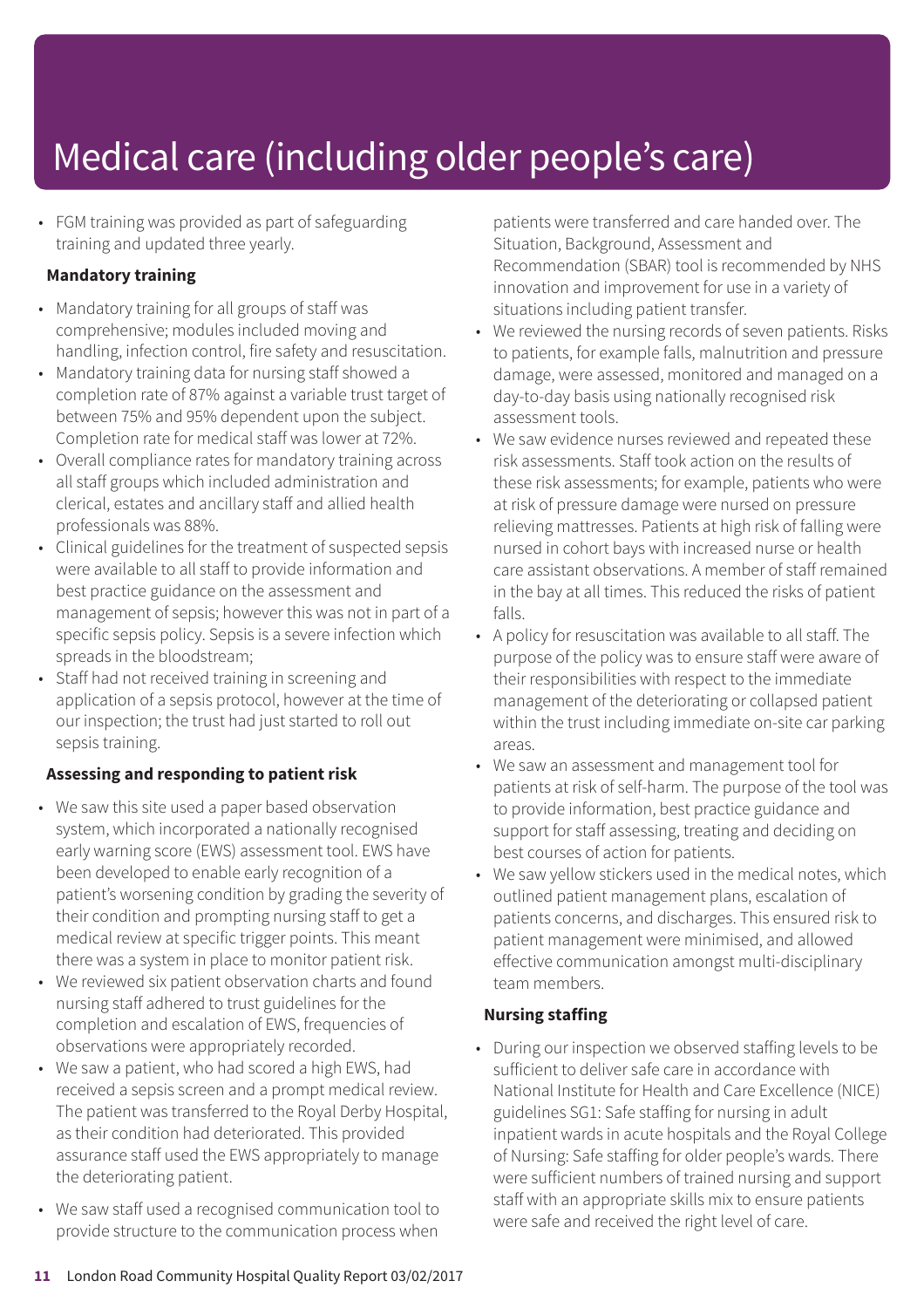# Medical care (including older people's care)

- FGM training was provided as part of safeguarding training and updated three yearly.

**Mandatory training**

- Mandatory training for all groups of staff was comprehensive; modules included moving and handling, infection control, fire safety and resuscitation.
- Mandatory training data for nursing staff showed a completion rate of 87% against a variable trust target of between 75% and 95% dependent upon the subject. Completion rate for medical staff was lower at 72%.
- Overall compliance rates for mandatory training across all staff groups which included administration and clerical, estates and ancillary staff and allied health professionals was 88%.
- Clinical guidelines for the treatment of suspected sepsis were available to all staff to provide information and best practice guidance on the assessment and management of sepsis; however this was not in part of a specific sepsis policy. Sepsis is a severe infection which spreads in the bloodstream;
- Staff had not received training in screening and application of a sepsis protocol, however at the time of our inspection; the trust had just started to roll out sepsis training.

**Assessing and responding to patient risk**

- We saw this site used a paper based observation system, which incorporated a nationally recognised early warning score (EWS) assessment tool. EWS have been developed to enable early recognition of a patient's worsening condition by grading the severity of their condition and prompting nursing staff to get a medical review at specific trigger points. This meant there was a system in place to monitor patient risk.
- We reviewed six patient observation charts and found nursing staff adhered to trust guidelines for the completion and escalation of EWS, frequencies of observations were appropriately recorded.
- We saw a patient, who had scored a high EWS, had received a sepsis screen and a prompt medical review. The patient was transferred to the Royal Derby Hospital, as their condition had deteriorated. This provided assurance staff used the EWS appropriately to manage the deteriorating patient.
- We saw staff used a recognised communication tool to provide structure to the communication process when patients were transferred and care handed over. The Situation, Background, Assessment and Recommendation (SBAR) tool is recommended by NHS innovation and improvement for use in a variety of situations including patient transfer.
- We reviewed the nursing records of seven patients. Risks to patients, for example falls, malnutrition and pressure damage, were assessed, monitored and managed on a day-to-day basis using nationally recognised risk assessment tools.
- We saw evidence nurses reviewed and repeated these risk assessments. Staff took action on the results of these risk assessments; for example, patients who were at risk of pressure damage were nursed on pressure relieving mattresses. Patients at high risk of falling were nursed in cohort bays with increased nurse or health care assistant observations. A member of staff remained in the bay at all times. This reduced the risks of patient falls.
- A policy for resuscitation was available to all staff. The purpose of the policy was to ensure staff were aware of their responsibilities with respect to the immediate management of the deteriorating or collapsed patient within the trust including immediate on-site car parking areas.
- We saw an assessment and management tool for patients at risk of self-harm. The purpose of the tool was to provide information, best practice guidance and support for staff assessing, treating and deciding on best courses of action for patients.
- We saw yellow stickers used in the medical notes, which outlined patient management plans, escalation of patients concerns, and discharges. This ensured risk to patient management were minimised, and allowed effective communication amongst multi-disciplinary team members.

**Nursing staffing**

- During our inspection we observed staffing levels to be sufficient to deliver safe care in accordance with National Institute for Health and Care Excellence (NICE) guidelines SG1: Safe staffing for nursing in adult inpatient wards in acute hospitals and the Royal College of Nursing: Safe staffing for older people's wards. There were sufficient numbers of trained nursing and support staff with an appropriate skills mix to ensure patients were safe and received the right level of care.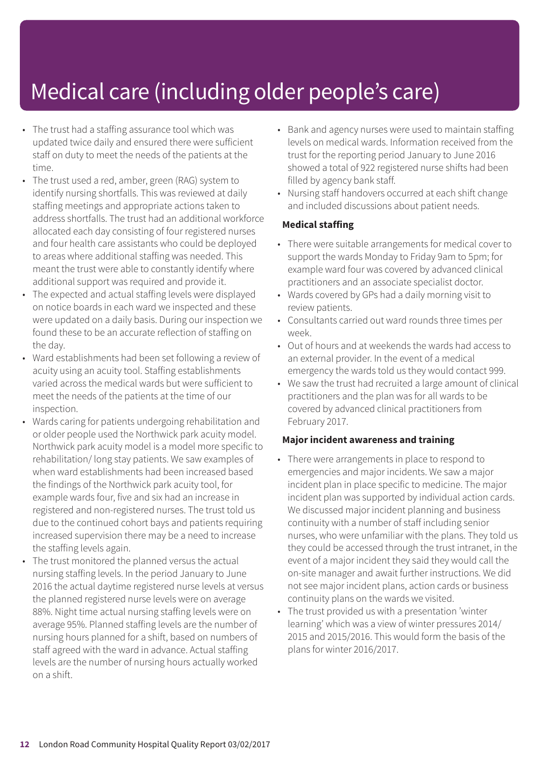# Medical care (including older people's care)

- The trust had a staffing assurance tool which was updated twice daily and ensured there were sufficient staff on duty to meet the needs of the patients at the time.
- The trust used a red, amber, green (RAG) system to identify nursing shortfalls. This was reviewed at daily staffing meetings and appropriate actions taken to address shortfalls. The trust had an additional workforce allocated each day consisting of four registered nurses and four health care assistants who could be deployed to areas where additional staffing was needed. This meant the trust were able to constantly identify where additional support was required and provide it.
- The expected and actual staffing levels were displayed on notice boards in each ward we inspected and these were updated on a daily basis. During our inspection we found these to be an accurate reflection of staffing on the day.
- Ward establishments had been set following a review of acuity using an acuity tool. Staffing establishments varied across the medical wards but were sufficient to meet the needs of the patients at the time of our inspection.
- Wards caring for patients undergoing rehabilitation and or older people used the Northwick park acuity model. Northwick park acuity model is a model more specific to rehabilitation/ long stay patients. We saw examples of when ward establishments had been increased based the findings of the Northwick park acuity tool, for example wards four, five and six had an increase in registered and non-registered nurses. The trust told us due to the continued cohort bays and patients requiring increased supervision there may be a need to increase the staffing levels again.
- The trust monitored the planned versus the actual nursing staffing levels. In the period January to June 2016 the actual daytime registered nurse levels at versus the planned registered nurse levels were on average 88%. Night time actual nursing staffing levels were on average 95%. Planned staffing levels are the number of nursing hours planned for a shift, based on numbers of staff agreed with the ward in advance. Actual staffing levels are the number of nursing hours actually worked on a shift.
- Bank and agency nurses were used to maintain staffing levels on medical wards. Information received from the trust for the reporting period January to June 2016 showed a total of 922 registered nurse shifts had been filled by agency bank staff.
- Nursing staff handovers occurred at each shift change and included discussions about patient needs.

**Medical staffing**

- There were suitable arrangements for medical cover to support the wards Monday to Friday 9am to 5pm; for example ward four was covered by advanced clinical practitioners and an associate specialist doctor.
- Wards covered by GPs had a daily morning visit to review patients.
- Consultants carried out ward rounds three times per week.
- Out of hours and at weekends the wards had access to an external provider. In the event of a medical emergency the wards told us they would contact 999.
- We saw the trust had recruited a large amount of clinical practitioners and the plan was for all wards to be covered by advanced clinical practitioners from February 2017.

**Major incident awareness and training**

- There were arrangements in place to respond to emergencies and major incidents. We saw a major incident plan in place specific to medicine. The major incident plan was supported by individual action cards. We discussed major incident planning and business continuity with a number of staff including senior nurses, who were unfamiliar with the plans. They told us they could be accessed through the trust intranet, in the event of a major incident they said they would call the on-site manager and await further instructions. We did not see major incident plans, action cards or business continuity plans on the wards we visited.
- The trust provided us with a presentation 'winter learning' which was a view of winter pressures 2014/ 2015 and 2015/2016. This would form the basis of the plans for winter 2016/2017.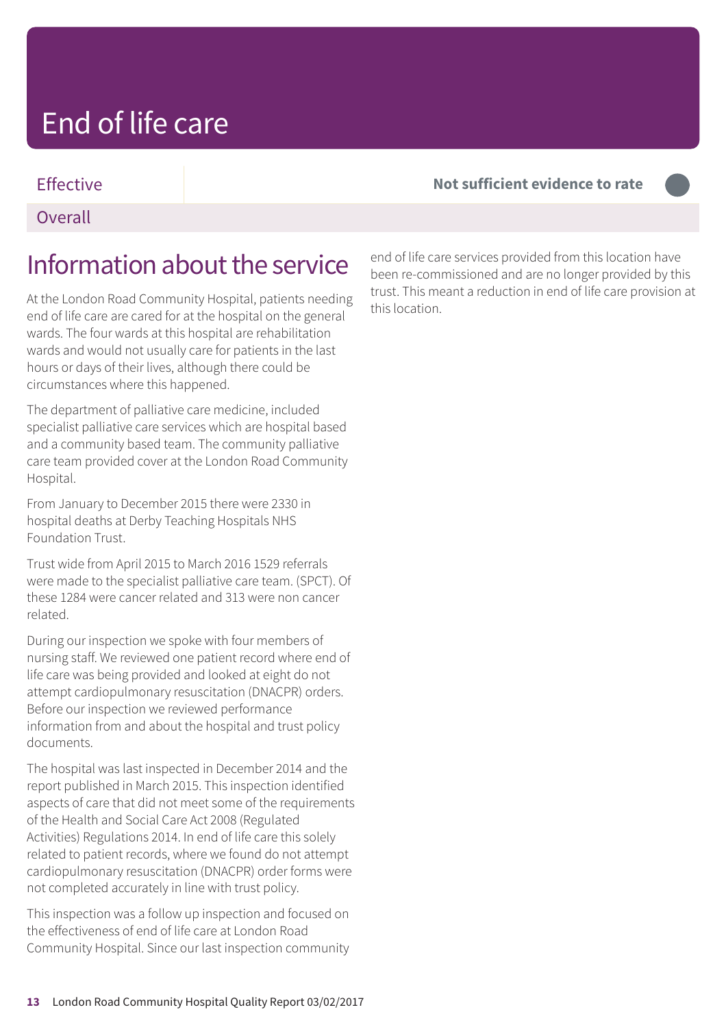# End of life care

| | |
|---|---|
| Effective | **Not sufficient evidence to rate** |
| Overall | |

## Information about the service

At the London Road Community Hospital, patients needing end of life care are cared for at the hospital on the general wards. The four wards at this hospital are rehabilitation wards and would not usually care for patients in the last hours or days of their lives, although there could be circumstances where this happened.

The department of palliative care medicine, included specialist palliative care services which are hospital based and a community based team. The community palliative care team provided cover at the London Road Community Hospital.

From January to December 2015 there were 2330 in hospital deaths at Derby Teaching Hospitals NHS Foundation Trust.

Trust wide from April 2015 to March 2016 1529 referrals were made to the specialist palliative care team. (SPCT). Of these 1284 were cancer related and 313 were non cancer related.

During our inspection we spoke with four members of nursing staff. We reviewed one patient record where end of life care was being provided and looked at eight do not attempt cardiopulmonary resuscitation (DNACPR) orders. Before our inspection we reviewed performance information from and about the hospital and trust policy documents.

The hospital was last inspected in December 2014 and the report published in March 2015. This inspection identified aspects of care that did not meet some of the requirements of the Health and Social Care Act 2008 (Regulated Activities) Regulations 2014. In end of life care this solely related to patient records, where we found do not attempt cardiopulmonary resuscitation (DNACPR) order forms were not completed accurately in line with trust policy.

This inspection was a follow up inspection and focused on the effectiveness of end of life care at London Road Community Hospital. Since our last inspection community end of life care services provided from this location have been re-commissioned and are no longer provided by this trust. This meant a reduction in end of life care provision at this location.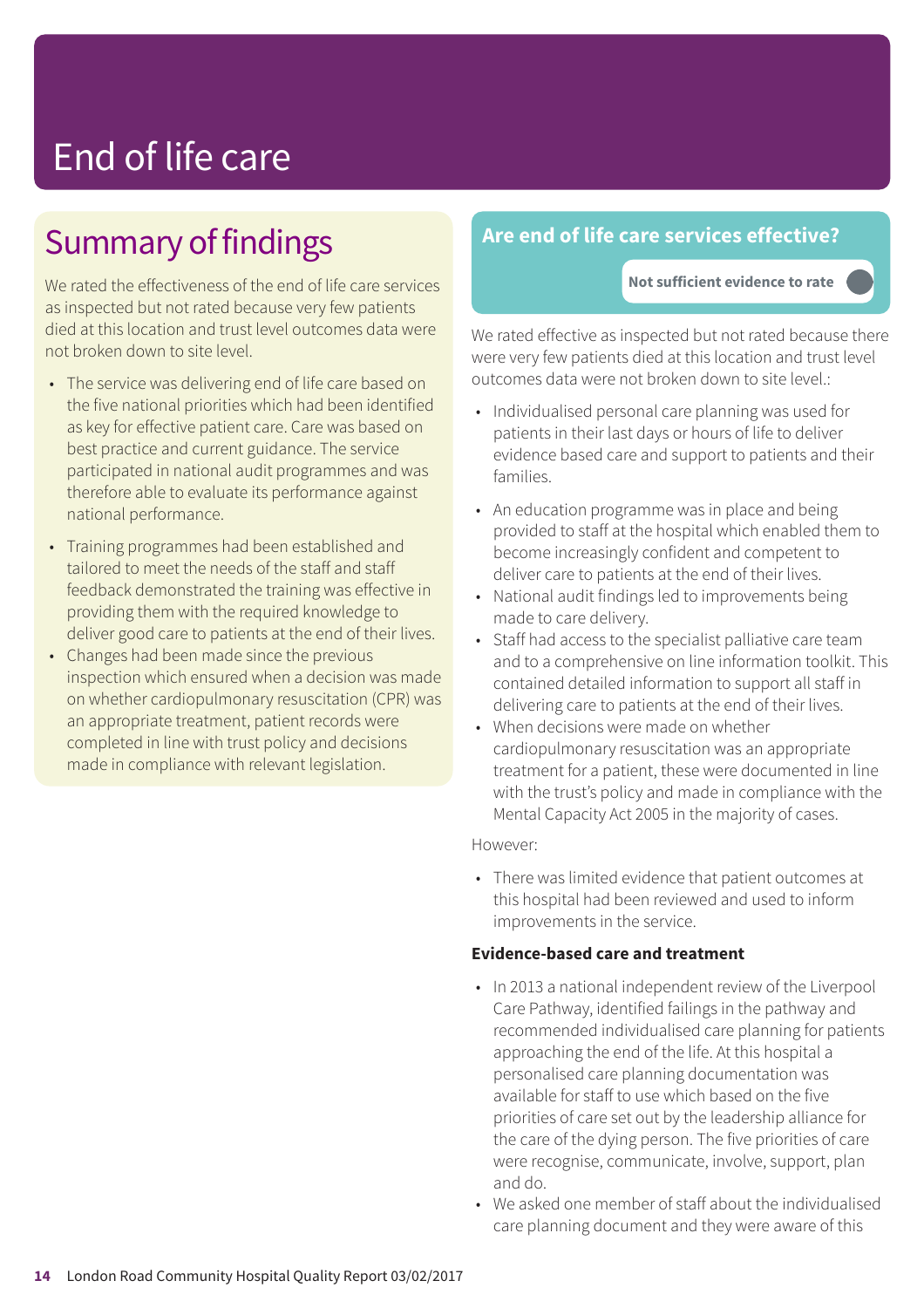# End of life care

## Summary of findings

We rated the effectiveness of the end of life care services as inspected but not rated because very few patients died at this location and trust level outcomes data were not broken down to site level.

- The service was delivering end of life care based on the five national priorities which had been identified as key for effective patient care. Care was based on best practice and current guidance. The service participated in national audit programmes and was therefore able to evaluate its performance against national performance.
- Training programmes had been established and tailored to meet the needs of the staff and staff feedback demonstrated the training was effective in providing them with the required knowledge to deliver good care to patients at the end of their lives.
- Changes had been made since the previous inspection which ensured when a decision was made on whether cardiopulmonary resuscitation (CPR) was an appropriate treatment, patient records were completed in line with trust policy and decisions made in compliance with relevant legislation.

## Are end of life care services effective?

**Not sufficient evidence to rate**

We rated effective as inspected but not rated because there were very few patients died at this location and trust level outcomes data were not broken down to site level.:

- Individualised personal care planning was used for patients in their last days or hours of life to deliver evidence based care and support to patients and their families.
- An education programme was in place and being provided to staff at the hospital which enabled them to become increasingly confident and competent to deliver care to patients at the end of their lives.
- National audit findings led to improvements being made to care delivery.
- Staff had access to the specialist palliative care team and to a comprehensive on line information toolkit. This contained detailed information to support all staff in delivering care to patients at the end of their lives.
- When decisions were made on whether cardiopulmonary resuscitation was an appropriate treatment for a patient, these were documented in line with the trust's policy and made in compliance with the Mental Capacity Act 2005 in the majority of cases.

However:

- There was limited evidence that patient outcomes at this hospital had been reviewed and used to inform improvements in the service.

**Evidence-based care and treatment**

- In 2013 a national independent review of the Liverpool Care Pathway, identified failings in the pathway and recommended individualised care planning for patients approaching the end of the life. At this hospital a personalised care planning documentation was available for staff to use which based on the five priorities of care set out by the leadership alliance for the care of the dying person. The five priorities of care were recognise, communicate, involve, support, plan and do.
- We asked one member of staff about the individualised care planning document and they were aware of this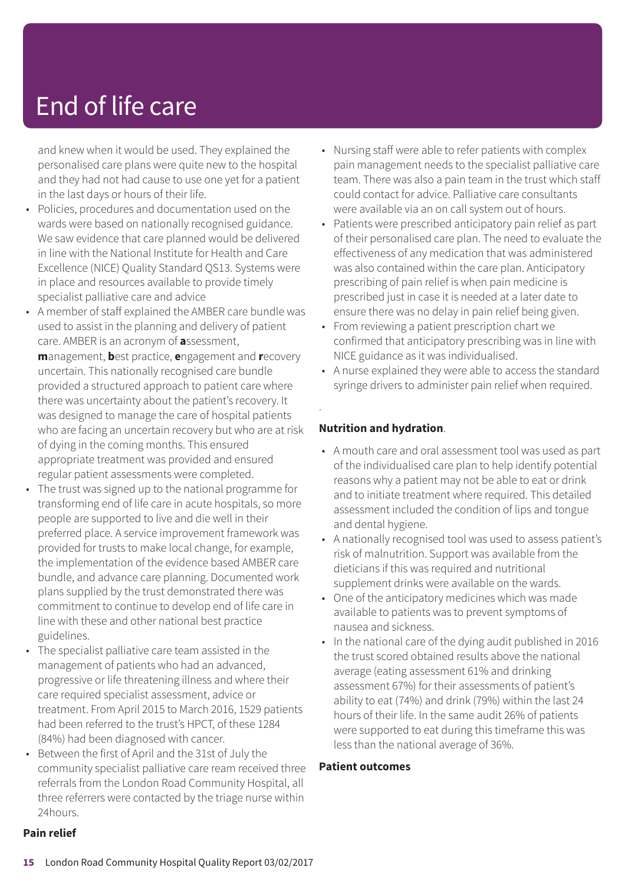# End of life care

and knew when it would be used. They explained the personalised care plans were quite new to the hospital and they had not had cause to use one yet for a patient in the last days or hours of their life.

- Policies, procedures and documentation used on the wards were based on nationally recognised guidance. We saw evidence that care planned would be delivered in line with the National Institute for Health and Care Excellence (NICE) Quality Standard QS13. Systems were in place and resources available to provide timely specialist palliative care and advice
- A member of staff explained the AMBER care bundle was used to assist in the planning and delivery of patient care. AMBER is an acronym of **a**ssessment, **m**anagement, **b**est practice, **e**ngagement and **r**ecovery uncertain. This nationally recognised care bundle provided a structured approach to patient care where there was uncertainty about the patient's recovery. It was designed to manage the care of hospital patients who are facing an uncertain recovery but who are at risk of dying in the coming months. This ensured appropriate treatment was provided and ensured regular patient assessments were completed.
- The trust was signed up to the national programme for transforming end of life care in acute hospitals, so more people are supported to live and die well in their preferred place. A service improvement framework was provided for trusts to make local change, for example, the implementation of the evidence based AMBER care bundle, and advance care planning. Documented work plans supplied by the trust demonstrated there was commitment to continue to develop end of life care in line with these and other national best practice guidelines.
- The specialist palliative care team assisted in the management of patients who had an advanced, progressive or life threatening illness and where their care required specialist assessment, advice or treatment. From April 2015 to March 2016, 1529 patients had been referred to the trust's HPCT, of these 1284 (84%) had been diagnosed with cancer.
- Between the first of April and the 31st of July the community specialist palliative care ream received three referrals from the London Road Community Hospital, all three referrers were contacted by the triage nurse within 24hours.

**Pain relief**

- Nursing staff were able to refer patients with complex pain management needs to the specialist palliative care team. There was also a pain team in the trust which staff could contact for advice. Palliative care consultants were available via an on call system out of hours.
- Patients were prescribed anticipatory pain relief as part of their personalised care plan. The need to evaluate the effectiveness of any medication that was administered was also contained within the care plan. Anticipatory prescribing of pain relief is when pain medicine is prescribed just in case it is needed at a later date to ensure there was no delay in pain relief being given.
- From reviewing a patient prescription chart we confirmed that anticipatory prescribing was in line with NICE guidance as it was individualised.
- A nurse explained they were able to access the standard syringe drivers to administer pain relief when required.

**Nutrition and hydration**.

- A mouth care and oral assessment tool was used as part of the individualised care plan to help identify potential reasons why a patient may not be able to eat or drink and to initiate treatment where required. This detailed assessment included the condition of lips and tongue and dental hygiene.
- A nationally recognised tool was used to assess patient's risk of malnutrition. Support was available from the dieticians if this was required and nutritional supplement drinks were available on the wards.
- One of the anticipatory medicines which was made available to patients was to prevent symptoms of nausea and sickness.
- In the national care of the dying audit published in 2016 the trust scored obtained results above the national average (eating assessment 61% and drinking assessment 67%) for their assessments of patient's ability to eat (74%) and drink (79%) within the last 24 hours of their life. In the same audit 26% of patients were supported to eat during this timeframe this was less than the national average of 36%.

**Patient outcomes**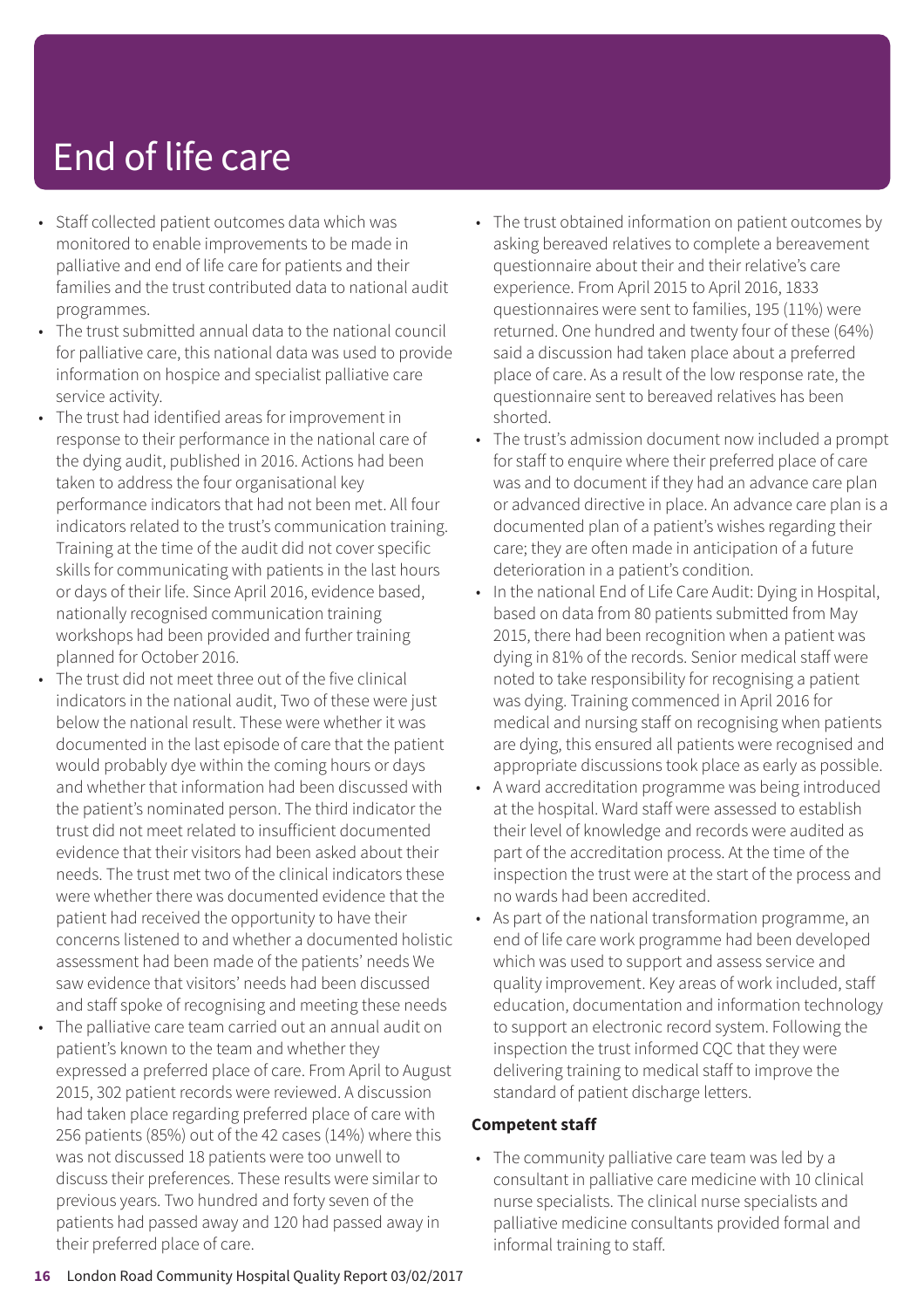# End of life care

- Staff collected patient outcomes data which was monitored to enable improvements to be made in palliative and end of life care for patients and their families and the trust contributed data to national audit programmes.
- The trust submitted annual data to the national council for palliative care, this national data was used to provide information on hospice and specialist palliative care service activity.
- The trust had identified areas for improvement in response to their performance in the national care of the dying audit, published in 2016. Actions had been taken to address the four organisational key performance indicators that had not been met. All four indicators related to the trust's communication training. Training at the time of the audit did not cover specific skills for communicating with patients in the last hours or days of their life. Since April 2016, evidence based, nationally recognised communication training workshops had been provided and further training planned for October 2016.
- The trust did not meet three out of the five clinical indicators in the national audit, Two of these were just below the national result. These were whether it was documented in the last episode of care that the patient would probably dye within the coming hours or days and whether that information had been discussed with the patient's nominated person. The third indicator the trust did not meet related to insufficient documented evidence that their visitors had been asked about their needs. The trust met two of the clinical indicators these were whether there was documented evidence that the patient had received the opportunity to have their concerns listened to and whether a documented holistic assessment had been made of the patients' needs We saw evidence that visitors' needs had been discussed and staff spoke of recognising and meeting these needs
- The palliative care team carried out an annual audit on patient's known to the team and whether they expressed a preferred place of care. From April to August 2015, 302 patient records were reviewed. A discussion had taken place regarding preferred place of care with 256 patients (85%) out of the 42 cases (14%) where this was not discussed 18 patients were too unwell to discuss their preferences. These results were similar to previous years. Two hundred and forty seven of the patients had passed away and 120 had passed away in their preferred place of care.
- The trust obtained information on patient outcomes by asking bereaved relatives to complete a bereavement questionnaire about their and their relative's care experience. From April 2015 to April 2016, 1833 questionnaires were sent to families, 195 (11%) were returned. One hundred and twenty four of these (64%) said a discussion had taken place about a preferred place of care. As a result of the low response rate, the questionnaire sent to bereaved relatives has been shorted.
- The trust's admission document now included a prompt for staff to enquire where their preferred place of care was and to document if they had an advance care plan or advanced directive in place. An advance care plan is a documented plan of a patient's wishes regarding their care; they are often made in anticipation of a future deterioration in a patient's condition.
- In the national End of Life Care Audit: Dying in Hospital, based on data from 80 patients submitted from May 2015, there had been recognition when a patient was dying in 81% of the records. Senior medical staff were noted to take responsibility for recognising a patient was dying. Training commenced in April 2016 for medical and nursing staff on recognising when patients are dying, this ensured all patients were recognised and appropriate discussions took place as early as possible.
- A ward accreditation programme was being introduced at the hospital. Ward staff were assessed to establish their level of knowledge and records were audited as part of the accreditation process. At the time of the inspection the trust were at the start of the process and no wards had been accredited.
- As part of the national transformation programme, an end of life care work programme had been developed which was used to support and assess service and quality improvement. Key areas of work included, staff education, documentation and information technology to support an electronic record system. Following the inspection the trust informed CQC that they were delivering training to medical staff to improve the standard of patient discharge letters.

**Competent staff**

- The community palliative care team was led by a consultant in palliative care medicine with 10 clinical nurse specialists. The clinical nurse specialists and palliative medicine consultants provided formal and informal training to staff.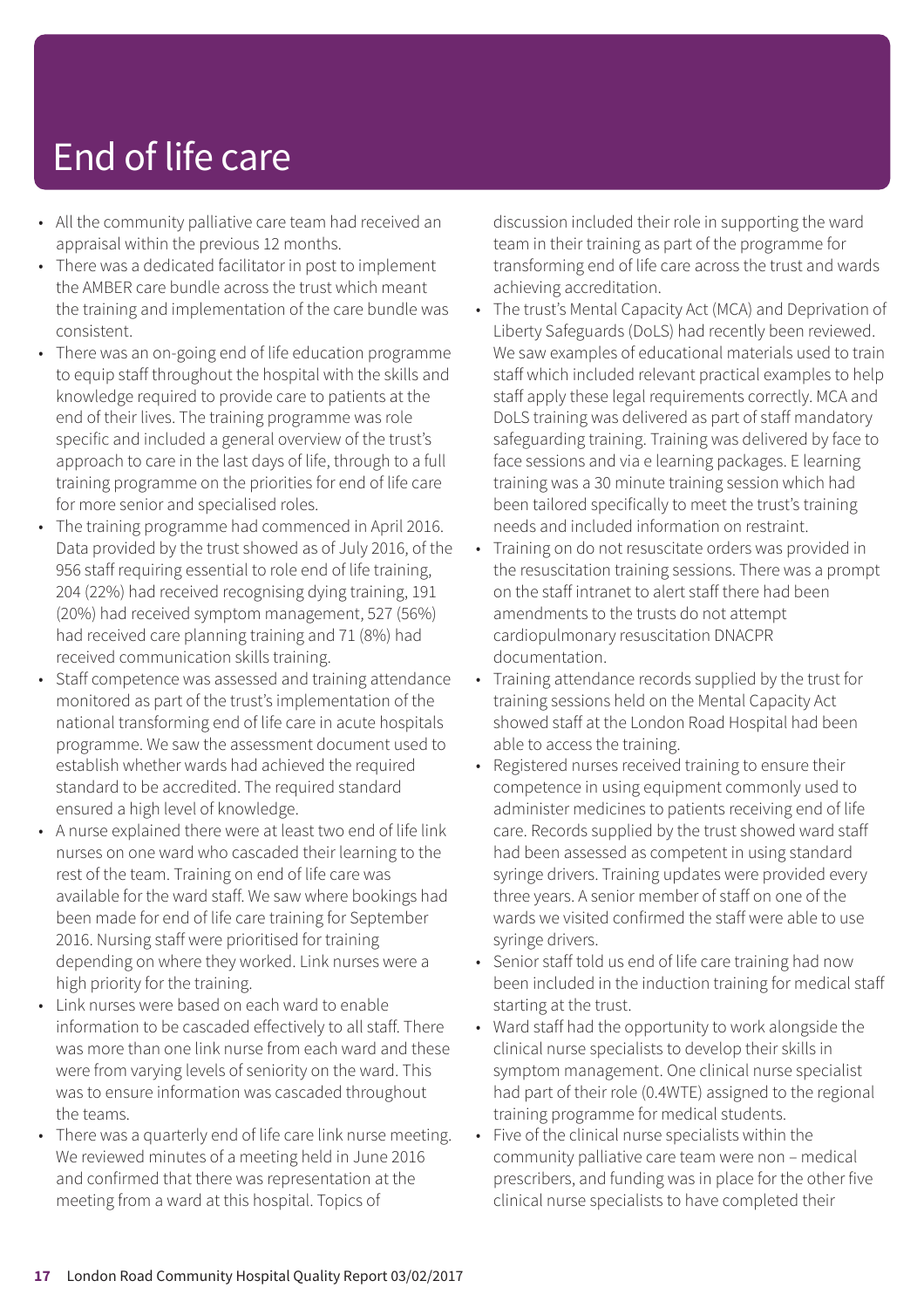# End of life care

- All the community palliative care team had received an appraisal within the previous 12 months.
- There was a dedicated facilitator in post to implement the AMBER care bundle across the trust which meant the training and implementation of the care bundle was consistent.
- There was an on-going end of life education programme to equip staff throughout the hospital with the skills and knowledge required to provide care to patients at the end of their lives. The training programme was role specific and included a general overview of the trust's approach to care in the last days of life, through to a full training programme on the priorities for end of life care for more senior and specialised roles.
- The training programme had commenced in April 2016. Data provided by the trust showed as of July 2016, of the 956 staff requiring essential to role end of life training, 204 (22%) had received recognising dying training, 191 (20%) had received symptom management, 527 (56%) had received care planning training and 71 (8%) had received communication skills training.
- Staff competence was assessed and training attendance monitored as part of the trust's implementation of the national transforming end of life care in acute hospitals programme. We saw the assessment document used to establish whether wards had achieved the required standard to be accredited. The required standard ensured a high level of knowledge.
- A nurse explained there were at least two end of life link nurses on one ward who cascaded their learning to the rest of the team. Training on end of life care was available for the ward staff. We saw where bookings had been made for end of life care training for September 2016. Nursing staff were prioritised for training depending on where they worked. Link nurses were a high priority for the training.
- Link nurses were based on each ward to enable information to be cascaded effectively to all staff. There was more than one link nurse from each ward and these were from varying levels of seniority on the ward. This was to ensure information was cascaded throughout the teams.
- There was a quarterly end of life care link nurse meeting. We reviewed minutes of a meeting held in June 2016 and confirmed that there was representation at the meeting from a ward at this hospital. Topics of discussion included their role in supporting the ward team in their training as part of the programme for transforming end of life care across the trust and wards achieving accreditation.
- The trust's Mental Capacity Act (MCA) and Deprivation of Liberty Safeguards (DoLS) had recently been reviewed. We saw examples of educational materials used to train staff which included relevant practical examples to help staff apply these legal requirements correctly. MCA and DoLS training was delivered as part of staff mandatory safeguarding training. Training was delivered by face to face sessions and via e learning packages. E learning training was a 30 minute training session which had been tailored specifically to meet the trust's training needs and included information on restraint.
- Training on do not resuscitate orders was provided in the resuscitation training sessions. There was a prompt on the staff intranet to alert staff there had been amendments to the trusts do not attempt cardiopulmonary resuscitation DNACPR documentation.
- Training attendance records supplied by the trust for training sessions held on the Mental Capacity Act showed staff at the London Road Hospital had been able to access the training.
- Registered nurses received training to ensure their competence in using equipment commonly used to administer medicines to patients receiving end of life care. Records supplied by the trust showed ward staff had been assessed as competent in using standard syringe drivers. Training updates were provided every three years. A senior member of staff on one of the wards we visited confirmed the staff were able to use syringe drivers.
- Senior staff told us end of life care training had now been included in the induction training for medical staff starting at the trust.
- Ward staff had the opportunity to work alongside the clinical nurse specialists to develop their skills in symptom management. One clinical nurse specialist had part of their role (0.4WTE) assigned to the regional training programme for medical students.
- Five of the clinical nurse specialists within the community palliative care team were non – medical prescribers, and funding was in place for the other five clinical nurse specialists to have completed their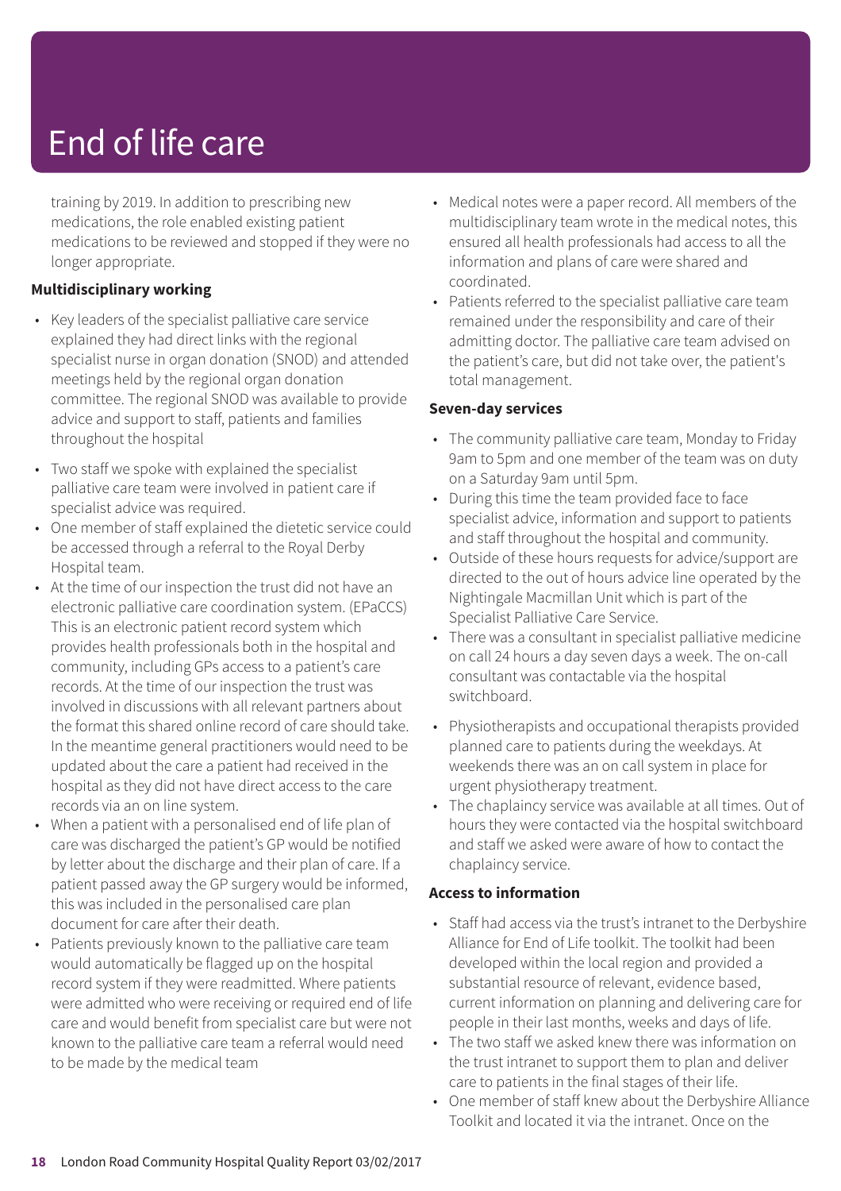# End of life care

training by 2019. In addition to prescribing new medications, the role enabled existing patient medications to be reviewed and stopped if they were no longer appropriate.

**Multidisciplinary working**

- Key leaders of the specialist palliative care service explained they had direct links with the regional specialist nurse in organ donation (SNOD) and attended meetings held by the regional organ donation committee. The regional SNOD was available to provide advice and support to staff, patients and families throughout the hospital
- Two staff we spoke with explained the specialist palliative care team were involved in patient care if specialist advice was required.
- One member of staff explained the dietetic service could be accessed through a referral to the Royal Derby Hospital team.
- At the time of our inspection the trust did not have an electronic palliative care coordination system. (EPaCCS) This is an electronic patient record system which provides health professionals both in the hospital and community, including GPs access to a patient's care records. At the time of our inspection the trust was involved in discussions with all relevant partners about the format this shared online record of care should take. In the meantime general practitioners would need to be updated about the care a patient had received in the hospital as they did not have direct access to the care records via an on line system.
- When a patient with a personalised end of life plan of care was discharged the patient's GP would be notified by letter about the discharge and their plan of care. If a patient passed away the GP surgery would be informed, this was included in the personalised care plan document for care after their death.
- Patients previously known to the palliative care team would automatically be flagged up on the hospital record system if they were readmitted. Where patients were admitted who were receiving or required end of life care and would benefit from specialist care but were not known to the palliative care team a referral would need to be made by the medical team
- Medical notes were a paper record. All members of the multidisciplinary team wrote in the medical notes, this ensured all health professionals had access to all the information and plans of care were shared and coordinated.
- Patients referred to the specialist palliative care team remained under the responsibility and care of their admitting doctor. The palliative care team advised on the patient's care, but did not take over, the patient's total management.

**Seven-day services**

- The community palliative care team, Monday to Friday 9am to 5pm and one member of the team was on duty on a Saturday 9am until 5pm.
- During this time the team provided face to face specialist advice, information and support to patients and staff throughout the hospital and community.
- Outside of these hours requests for advice/support are directed to the out of hours advice line operated by the Nightingale Macmillan Unit which is part of the Specialist Palliative Care Service.
- There was a consultant in specialist palliative medicine on call 24 hours a day seven days a week. The on-call consultant was contactable via the hospital switchboard.
- Physiotherapists and occupational therapists provided planned care to patients during the weekdays. At weekends there was an on call system in place for urgent physiotherapy treatment.
- The chaplaincy service was available at all times. Out of hours they were contacted via the hospital switchboard and staff we asked were aware of how to contact the chaplaincy service.

**Access to information**

- Staff had access via the trust's intranet to the Derbyshire Alliance for End of Life toolkit. The toolkit had been developed within the local region and provided a substantial resource of relevant, evidence based, current information on planning and delivering care for people in their last months, weeks and days of life.
- The two staff we asked knew there was information on the trust intranet to support them to plan and deliver care to patients in the final stages of their life.
- One member of staff knew about the Derbyshire Alliance Toolkit and located it via the intranet. Once on the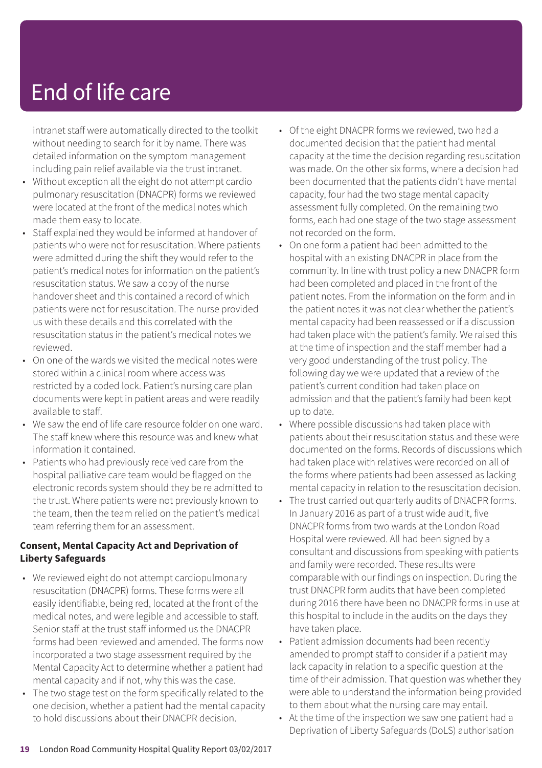# End of life care

intranet staff were automatically directed to the toolkit without needing to search for it by name. There was detailed information on the symptom management including pain relief available via the trust intranet.

- Without exception all the eight do not attempt cardio pulmonary resuscitation (DNACPR) forms we reviewed were located at the front of the medical notes which made them easy to locate.
- Staff explained they would be informed at handover of patients who were not for resuscitation. Where patients were admitted during the shift they would refer to the patient's medical notes for information on the patient's resuscitation status. We saw a copy of the nurse handover sheet and this contained a record of which patients were not for resuscitation. The nurse provided us with these details and this correlated with the resuscitation status in the patient's medical notes we reviewed.
- On one of the wards we visited the medical notes were stored within a clinical room where access was restricted by a coded lock. Patient's nursing care plan documents were kept in patient areas and were readily available to staff.
- We saw the end of life care resource folder on one ward. The staff knew where this resource was and knew what information it contained.
- Patients who had previously received care from the hospital palliative care team would be flagged on the electronic records system should they be re admitted to the trust. Where patients were not previously known to the team, then the team relied on the patient's medical team referring them for an assessment.

**Consent, Mental Capacity Act and Deprivation of Liberty Safeguards**

- We reviewed eight do not attempt cardiopulmonary resuscitation (DNACPR) forms. These forms were all easily identifiable, being red, located at the front of the medical notes, and were legible and accessible to staff. Senior staff at the trust staff informed us the DNACPR forms had been reviewed and amended. The forms now incorporated a two stage assessment required by the Mental Capacity Act to determine whether a patient had mental capacity and if not, why this was the case.
- The two stage test on the form specifically related to the one decision, whether a patient had the mental capacity to hold discussions about their DNACPR decision.
- Of the eight DNACPR forms we reviewed, two had a documented decision that the patient had mental capacity at the time the decision regarding resuscitation was made. On the other six forms, where a decision had been documented that the patients didn't have mental capacity, four had the two stage mental capacity assessment fully completed. On the remaining two forms, each had one stage of the two stage assessment not recorded on the form.
- On one form a patient had been admitted to the hospital with an existing DNACPR in place from the community. In line with trust policy a new DNACPR form had been completed and placed in the front of the patient notes. From the information on the form and in the patient notes it was not clear whether the patient's mental capacity had been reassessed or if a discussion had taken place with the patient's family. We raised this at the time of inspection and the staff member had a very good understanding of the trust policy. The following day we were updated that a review of the patient's current condition had taken place on admission and that the patient's family had been kept up to date.
- Where possible discussions had taken place with patients about their resuscitation status and these were documented on the forms. Records of discussions which had taken place with relatives were recorded on all of the forms where patients had been assessed as lacking mental capacity in relation to the resuscitation decision.
- The trust carried out quarterly audits of DNACPR forms. In January 2016 as part of a trust wide audit, five DNACPR forms from two wards at the London Road Hospital were reviewed. All had been signed by a consultant and discussions from speaking with patients and family were recorded. These results were comparable with our findings on inspection. During the trust DNACPR form audits that have been completed during 2016 there have been no DNACPR forms in use at this hospital to include in the audits on the days they have taken place.
- Patient admission documents had been recently amended to prompt staff to consider if a patient may lack capacity in relation to a specific question at the time of their admission. That question was whether they were able to understand the information being provided to them about what the nursing care may entail.
- At the time of the inspection we saw one patient had a Deprivation of Liberty Safeguards (DoLS) authorisation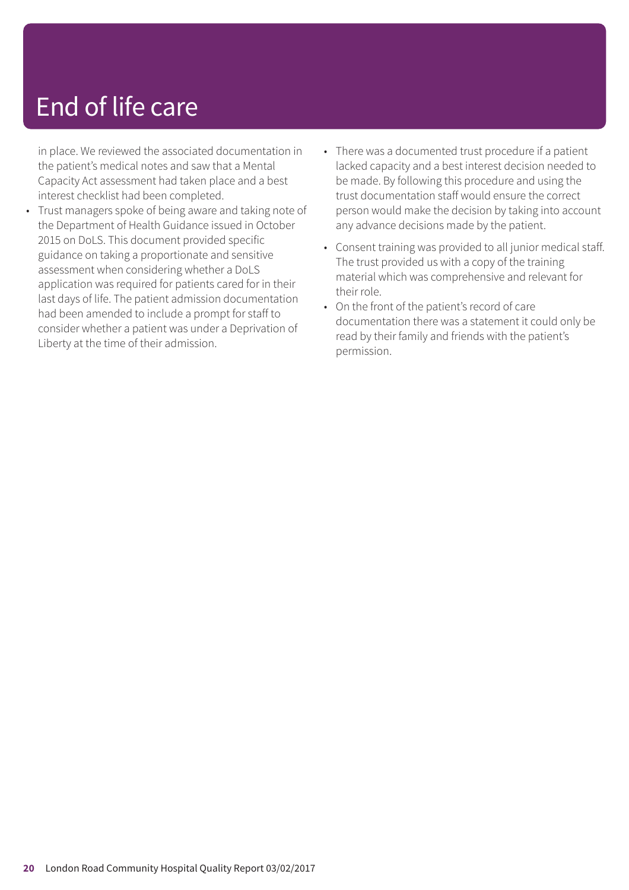# End of life care

in place. We reviewed the associated documentation in the patient's medical notes and saw that a Mental Capacity Act assessment had taken place and a best interest checklist had been completed.

- Trust managers spoke of being aware and taking note of the Department of Health Guidance issued in October 2015 on DoLS. This document provided specific guidance on taking a proportionate and sensitive assessment when considering whether a DoLS application was required for patients cared for in their last days of life. The patient admission documentation had been amended to include a prompt for staff to consider whether a patient was under a Deprivation of Liberty at the time of their admission.
- There was a documented trust procedure if a patient lacked capacity and a best interest decision needed to be made. By following this procedure and using the trust documentation staff would ensure the correct person would make the decision by taking into account any advance decisions made by the patient.
- Consent training was provided to all junior medical staff. The trust provided us with a copy of the training material which was comprehensive and relevant for their role.
- On the front of the patient's record of care documentation there was a statement it could only be read by their family and friends with the patient's permission.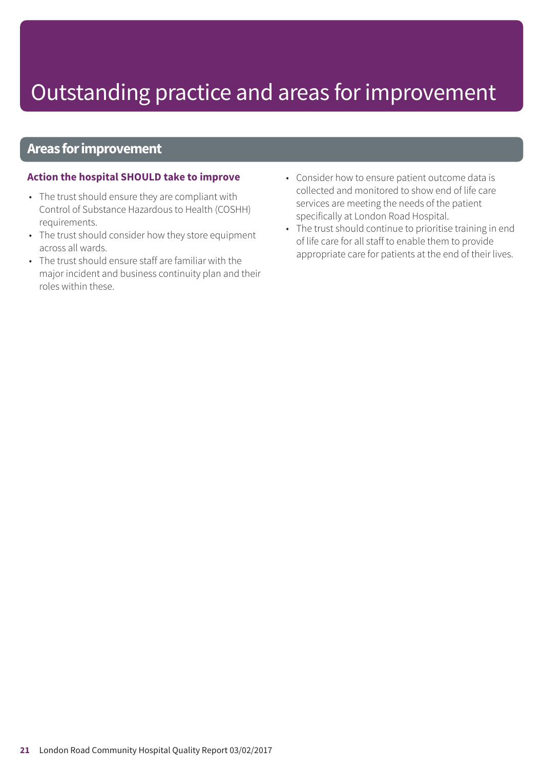# Outstanding practice and areas for improvement

## Areas for improvement

### Action the hospital SHOULD take to improve

- The trust should ensure they are compliant with Control of Substance Hazardous to Health (COSHH) requirements.
- The trust should consider how they store equipment across all wards.
- The trust should ensure staff are familiar with the major incident and business continuity plan and their roles within these.
- Consider how to ensure patient outcome data is collected and monitored to show end of life care services are meeting the needs of the patient specifically at London Road Hospital.
- The trust should continue to prioritise training in end of life care for all staff to enable them to provide appropriate care for patients at the end of their lives.